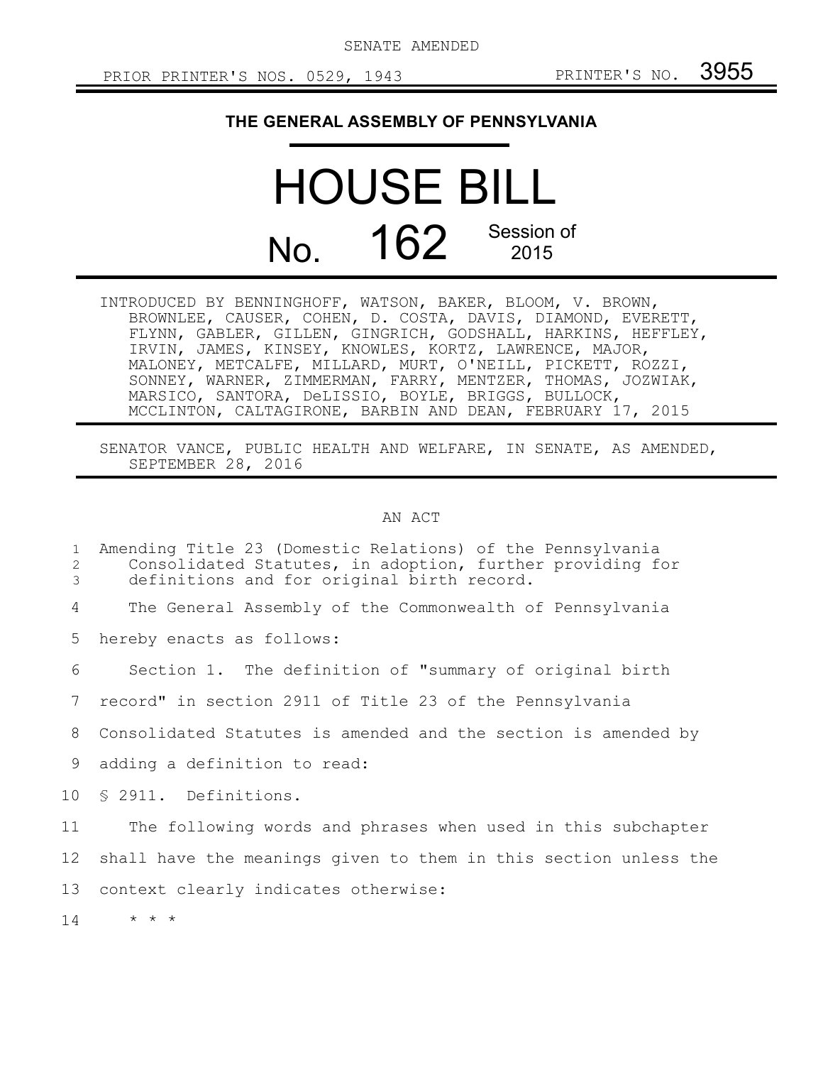SENATE AMENDED

PRIOR PRINTER'S NOS. 0529, 1943 PRINTER'S NO. 3955

# THE GENERAL ASSEMBLY OF PENNSYLVANIA

# HOUSE BILL

# No. 162 Session of 2015

INTRODUCED BY BENNINGHOFF, WATSON, BAKER, BLOOM, V. BROWN, BROWNLEE, CAUSER, COHEN, D. COSTA, DAVIS, DIAMOND, EVERETT, FLYNN, GABLER, GILLEN, GINGRICH, GODSHALL, HARKINS, HEFFLEY, IRVIN, JAMES, KINSEY, KNOWLES, KORTZ, LAWRENCE, MAJOR, MALONEY, METCALFE, MILLARD, MURT, O'NEILL, PICKETT, ROZZI, SONNEY, WARNER, ZIMMERMAN, FARRY, MENTZER, THOMAS, JOZWIAK, MARSICO, SANTORA, DeLISSIO, BOYLE, BRIGGS, BULLOCK, MCCLINTON, CALTAGIRONE, BARBIN AND DEAN, FEBRUARY 17, 2015

SENATOR VANCE, PUBLIC HEALTH AND WELFARE, IN SENATE, AS AMENDED, SEPTEMBER 28, 2016

AN ACT

1 Amending Title 23 (Domestic Relations) of the Pennsylvania
2 Consolidated Statutes, in adoption, further providing for
3 definitions and for original birth record.

4 The General Assembly of the Commonwealth of Pennsylvania
5 hereby enacts as follows:

6 Section 1. The definition of "summary of original birth
7 record" in section 2911 of Title 23 of the Pennsylvania
8 Consolidated Statutes is amended and the section is amended by
9 adding a definition to read:

10 § 2911. Definitions.

11 The following words and phrases when used in this subchapter
12 shall have the meanings given to them in this section unless the
13 context clearly indicates otherwise:

14 * * *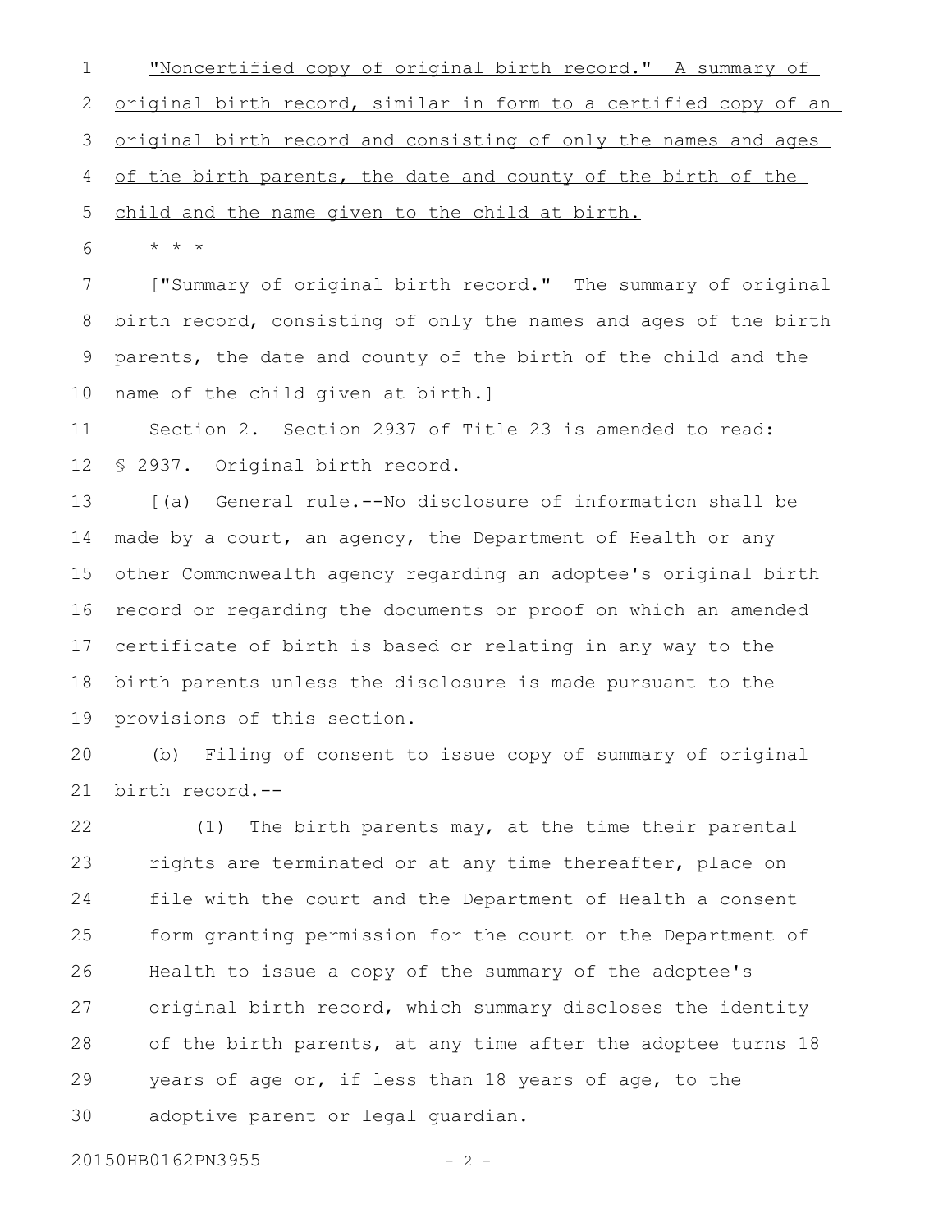<u>"Noncertified copy of original birth record." A summary of original birth record, similar in form to a certified copy of an original birth record and consisting of only the names and ages of the birth parents, the date and county of the birth of the child and the name given to the child at birth.</u>

\* \* \*

["Summary of original birth record." The summary of original birth record, consisting of only the names and ages of the birth parents, the date and county of the birth of the child and the name of the child given at birth.]

Section 2. Section 2937 of Title 23 is amended to read:

§ 2937. Original birth record.

[(a) General rule.--No disclosure of information shall be made by a court, an agency, the Department of Health or any other Commonwealth agency regarding an adoptee's original birth record or regarding the documents or proof on which an amended certificate of birth is based or relating in any way to the birth parents unless the disclosure is made pursuant to the provisions of this section.

(b) Filing of consent to issue copy of summary of original birth record.--

(1) The birth parents may, at the time their parental rights are terminated or at any time thereafter, place on file with the court and the Department of Health a consent form granting permission for the court or the Department of Health to issue a copy of the summary of the adoptee's original birth record, which summary discloses the identity of the birth parents, at any time after the adoptee turns 18 years of age or, if less than 18 years of age, to the adoptive parent or legal guardian.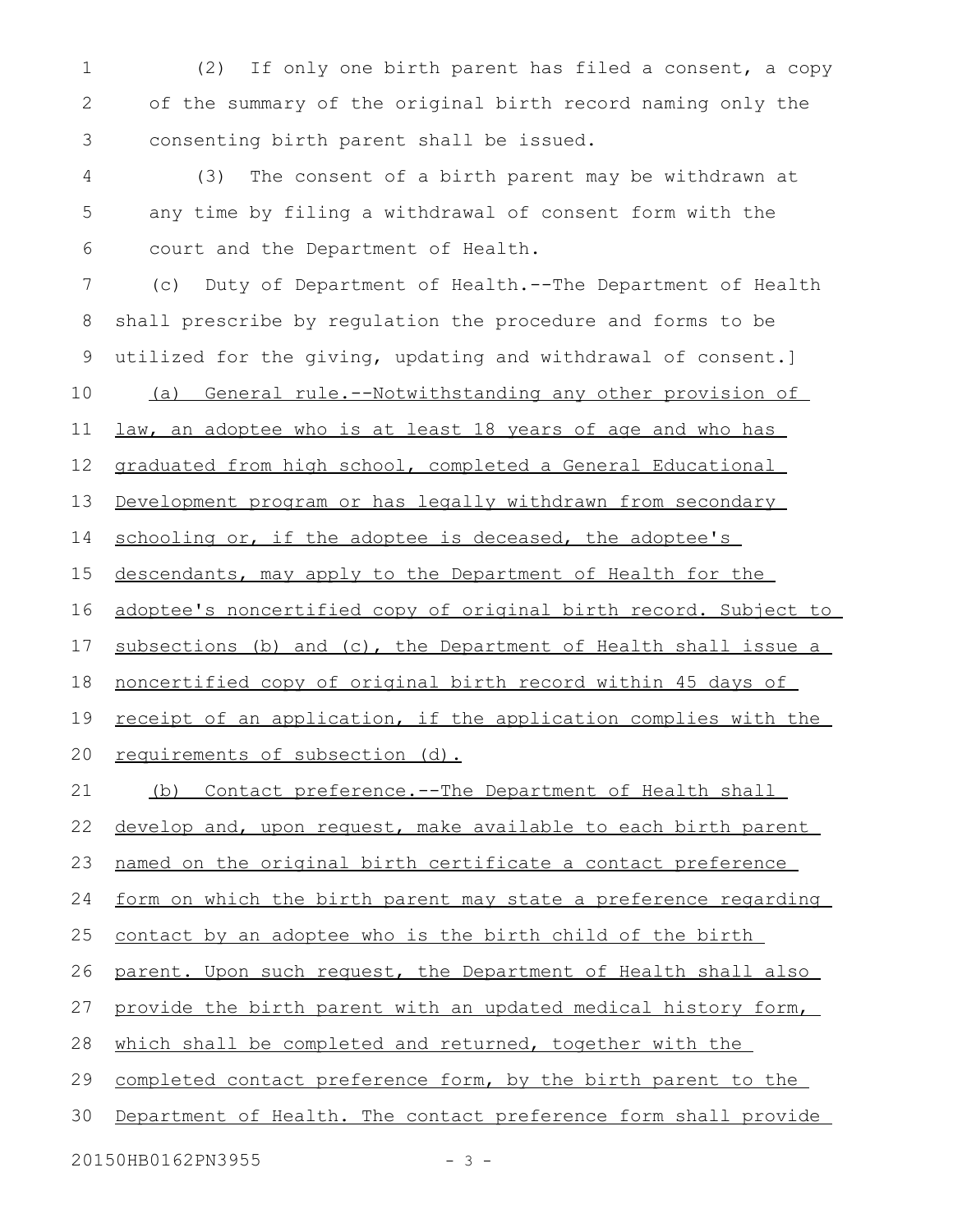(2) If only one birth parent has filed a consent, a copy of the summary of the original birth record naming only the consenting birth parent shall be issued.

(3) The consent of a birth parent may be withdrawn at any time by filing a withdrawal of consent form with the court and the Department of Health.

(c) Duty of Department of Health.--The Department of Health shall prescribe by regulation the procedure and forms to be utilized for the giving, updating and withdrawal of consent.]

(a) General rule.--Notwithstanding any other provision of law, an adoptee who is at least 18 years of age and who has graduated from high school, completed a General Educational Development program or has legally withdrawn from secondary schooling or, if the adoptee is deceased, the adoptee's descendants, may apply to the Department of Health for the adoptee's noncertified copy of original birth record. Subject to subsections (b) and (c), the Department of Health shall issue a noncertified copy of original birth record within 45 days of receipt of an application, if the application complies with the requirements of subsection (d).

(b) Contact preference.--The Department of Health shall develop and, upon request, make available to each birth parent named on the original birth certificate a contact preference form on which the birth parent may state a preference regarding contact by an adoptee who is the birth child of the birth parent. Upon such request, the Department of Health shall also provide the birth parent with an updated medical history form, which shall be completed and returned, together with the completed contact preference form, by the birth parent to the Department of Health. The contact preference form shall provide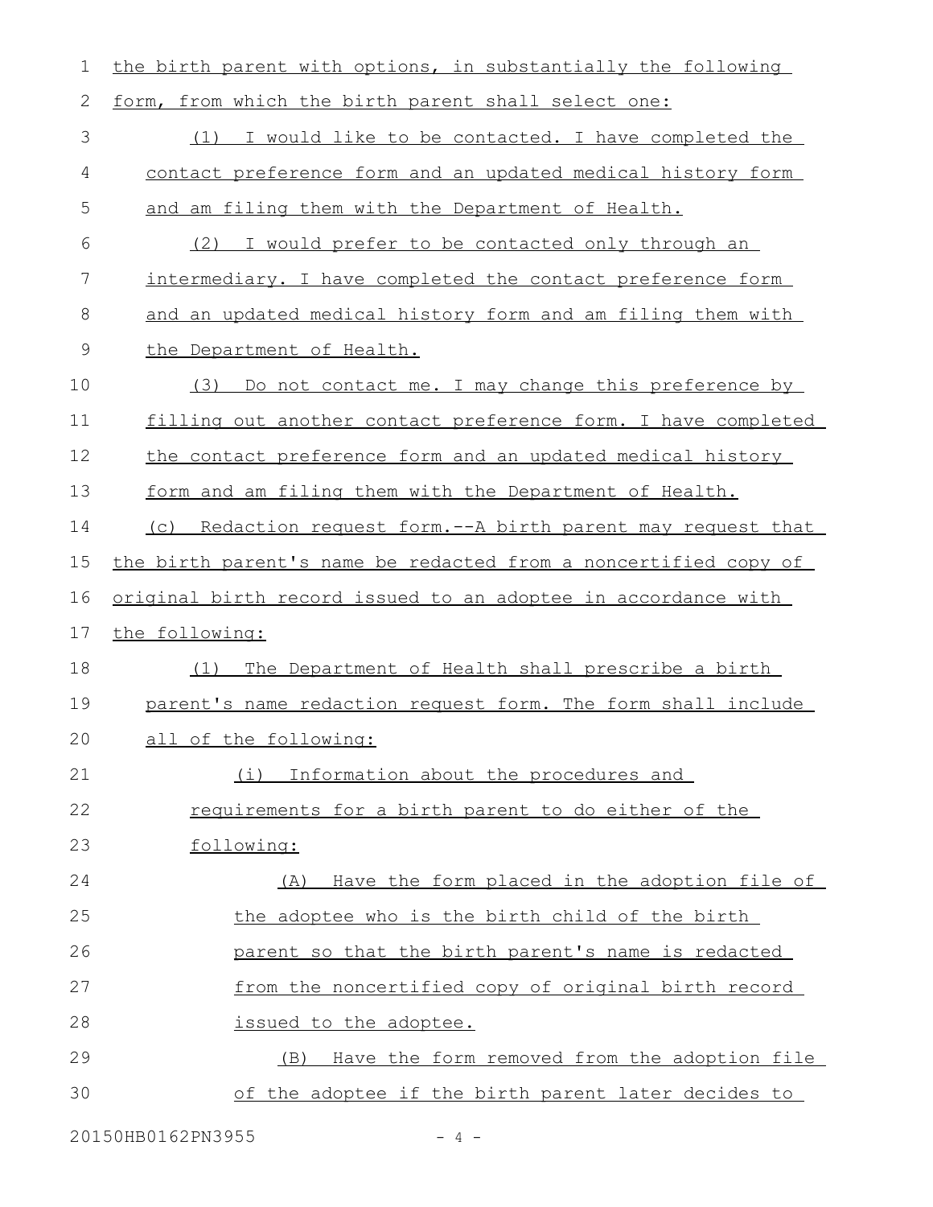the birth parent with options, in substantially the following form, from which the birth parent shall select one:

(1) I would like to be contacted. I have completed the contact preference form and an updated medical history form and am filing them with the Department of Health.

(2) I would prefer to be contacted only through an intermediary. I have completed the contact preference form and an updated medical history form and am filing them with the Department of Health.

(3) Do not contact me. I may change this preference by filling out another contact preference form. I have completed the contact preference form and an updated medical history form and am filing them with the Department of Health.

(c) Redaction request form.--A birth parent may request that the birth parent's name be redacted from a noncertified copy of original birth record issued to an adoptee in accordance with the following:

(1) The Department of Health shall prescribe a birth parent's name redaction request form. The form shall include all of the following:

(i) Information about the procedures and requirements for a birth parent to do either of the following:

(A) Have the form placed in the adoption file of the adoptee who is the birth child of the birth parent so that the birth parent's name is redacted from the noncertified copy of original birth record issued to the adoptee.

(B) Have the form removed from the adoption file of the adoptee if the birth parent later decides to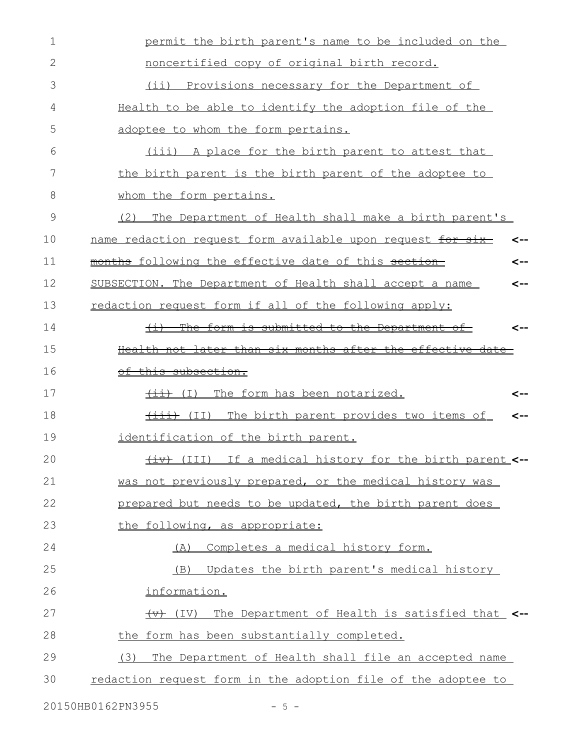permit the birth parent's name to be included on the noncertified copy of original birth record.

(ii) Provisions necessary for the Department of Health to be able to identify the adoption file of the adoptee to whom the form pertains.

(iii) A place for the birth parent to attest that the birth parent is the birth parent of the adoptee to whom the form pertains.

(2) The Department of Health shall make a birth parent's name redaction request form available upon request ~~for six months~~ following the effective date of this ~~section~~ SUBSECTION. The Department of Health shall accept a name redaction request form if all of the following apply:

~~(i) The form is submitted to the Department of Health not later than six months after the effective date of this subsection.~~

~~(ii)~~ (I) The form has been notarized.

~~(iii)~~ (II) The birth parent provides two items of identification of the birth parent.

~~(iv)~~ (III) If a medical history for the birth parent was not previously prepared, or the medical history was prepared but needs to be updated, the birth parent does the following, as appropriate:

(A) Completes a medical history form.

(B) Updates the birth parent's medical history information.

~~(v)~~ (IV) The Department of Health is satisfied that the form has been substantially completed.

(3) The Department of Health shall file an accepted name redaction request form in the adoption file of the adoptee to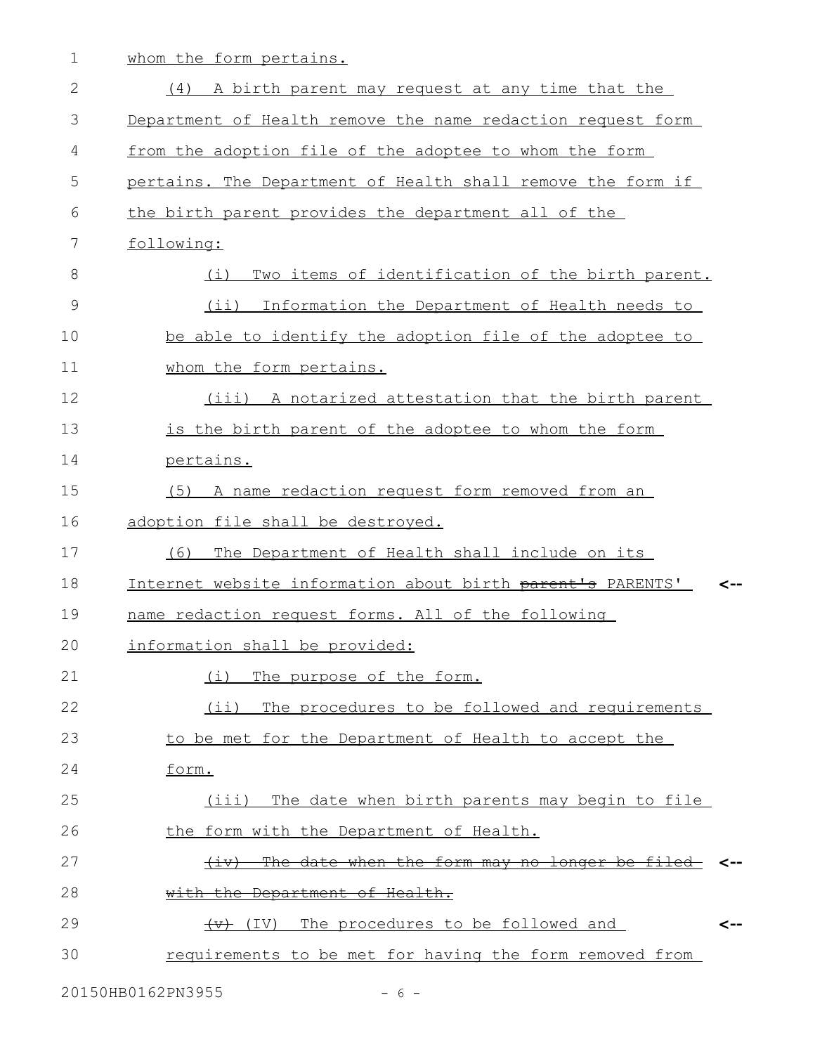whom the form pertains.

(4) A birth parent may request at any time that the Department of Health remove the name redaction request form from the adoption file of the adoptee to whom the form pertains. The Department of Health shall remove the form if the birth parent provides the department all of the following:

(i) Two items of identification of the birth parent.

(ii) Information the Department of Health needs to be able to identify the adoption file of the adoptee to whom the form pertains.

(iii) A notarized attestation that the birth parent is the birth parent of the adoptee to whom the form pertains.

(5) A name redaction request form removed from an adoption file shall be destroyed.

(6) The Department of Health shall include on its Internet website information about birth ~~parent's~~ PARENTS' name redaction request forms. All of the following information shall be provided:

(i) The purpose of the form.

(ii) The procedures to be followed and requirements to be met for the Department of Health to accept the form.

(iii) The date when birth parents may begin to file the form with the Department of Health.

~~(iv) The date when the form may no longer be filed with the Department of Health.~~

~~(v)~~ (IV) The procedures to be followed and requirements to be met for having the form removed from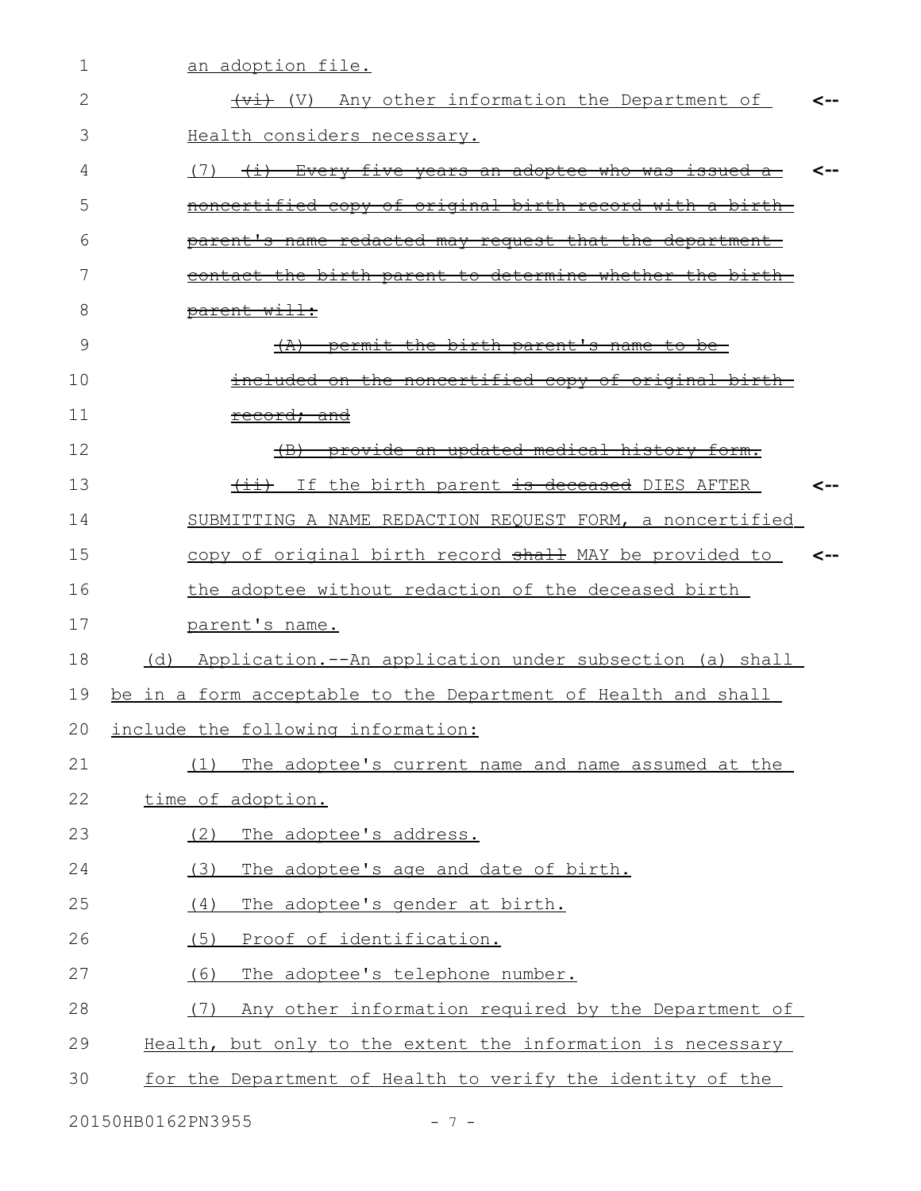an adoption file.

~~(vi)~~ (V) Any other information the Department of Health considers necessary.

(7) ~~(i) Every five years an adoptee who was issued a noncertified copy of original birth record with a birth parent's name redacted may request that the department contact the birth parent to determine whether the birth parent will:~~

~~(A) permit the birth parent's name to be included on the noncertified copy of original birth record; and~~

~~(B) provide an updated medical history form.~~

~~(ii)~~ If the birth parent ~~is deceased~~ DIES AFTER SUBMITTING A NAME REDACTION REQUEST FORM, a noncertified copy of original birth record ~~shall~~ MAY be provided to the adoptee without redaction of the deceased birth parent's name.

(d) Application.--An application under subsection (a) shall be in a form acceptable to the Department of Health and shall include the following information:

(1) The adoptee's current name and name assumed at the time of adoption.

(2) The adoptee's address.

(3) The adoptee's age and date of birth.

(4) The adoptee's gender at birth.

(5) Proof of identification.

(6) The adoptee's telephone number.

(7) Any other information required by the Department of Health, but only to the extent the information is necessary for the Department of Health to verify the identity of the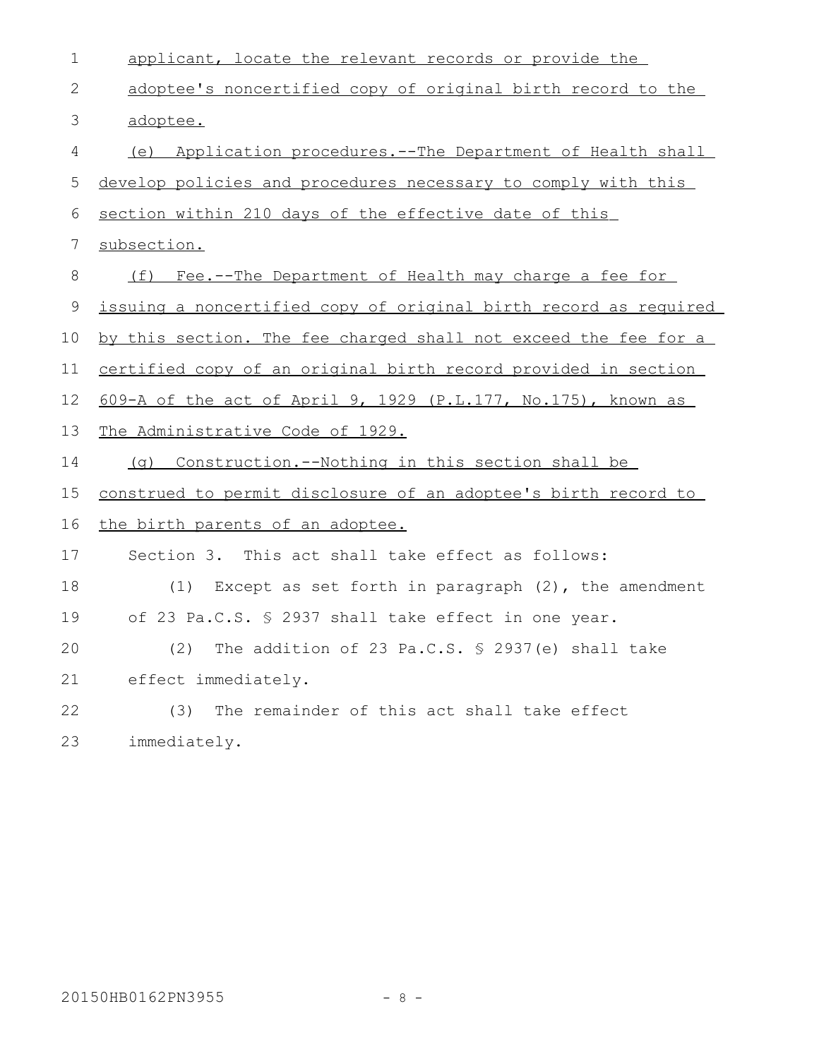applicant, locate the relevant records or provide the adoptee's noncertified copy of original birth record to the adoptee.

(e) Application procedures.--The Department of Health shall develop policies and procedures necessary to comply with this section within 210 days of the effective date of this subsection.

(f) Fee.--The Department of Health may charge a fee for issuing a noncertified copy of original birth record as required by this section. The fee charged shall not exceed the fee for a certified copy of an original birth record provided in section 609-A of the act of April 9, 1929 (P.L.177, No.175), known as The Administrative Code of 1929.

(g) Construction.--Nothing in this section shall be construed to permit disclosure of an adoptee's birth record to the birth parents of an adoptee.

Section 3. This act shall take effect as follows:

(1) Except as set forth in paragraph (2), the amendment of 23 Pa.C.S. § 2937 shall take effect in one year.

(2) The addition of 23 Pa.C.S. § 2937(e) shall take effect immediately.

(3) The remainder of this act shall take effect immediately.